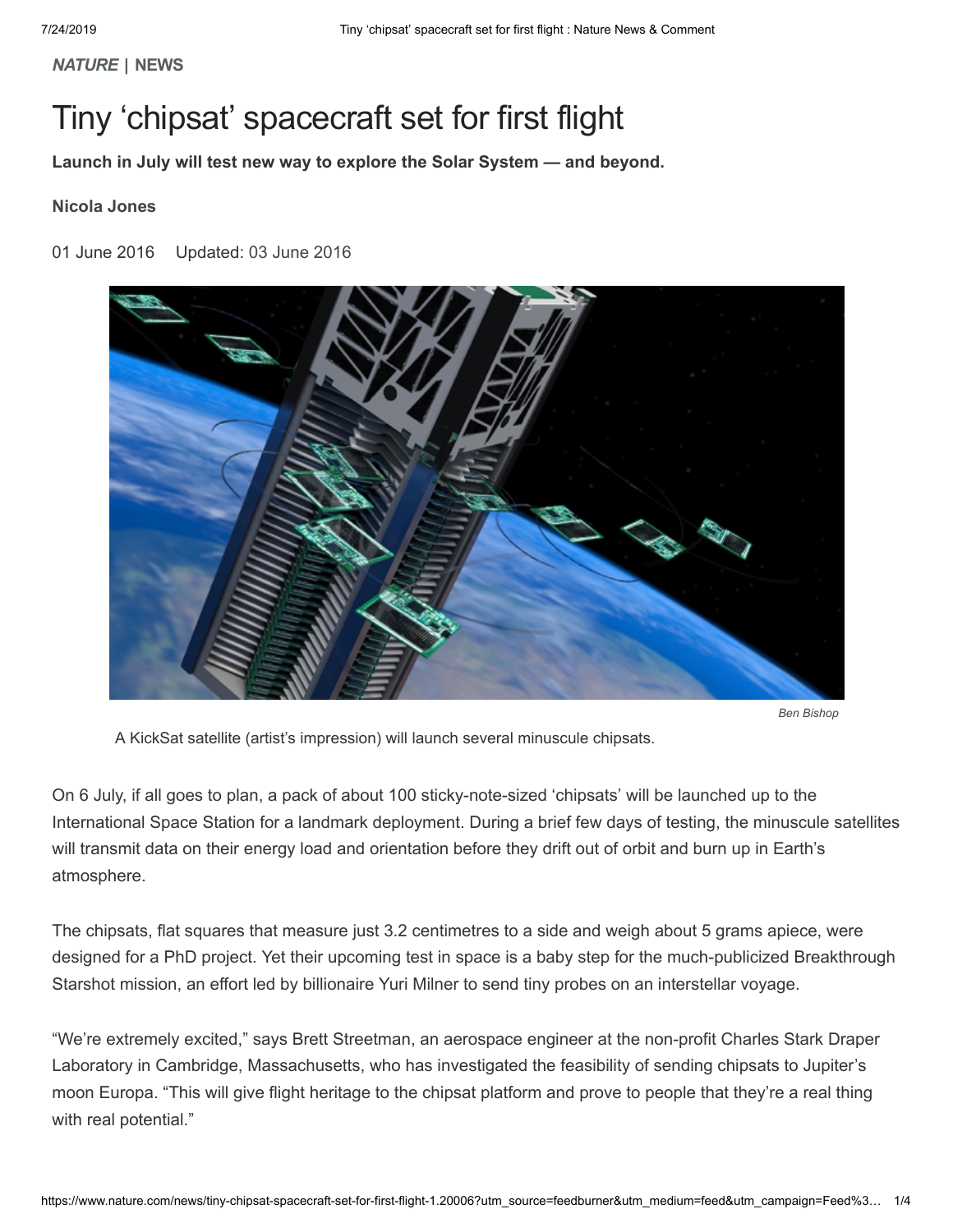*NATURE* | NEWS

# Tiny 'chipsat' spacecraft set for first flight

**Launch in July will test new way to explore the Solar System — and beyond.**

**Nicola Jones**

01 June 2016 Updated: 03 June 2016

Ben Bishop

A KickSat satellite (artist's impression) will launch several minuscule chipsats.

On 6 July, if all goes to plan, a pack of about 100 sticky-note-sized 'chipsats' will be launched up to the International Space Station for a landmark deployment. During a brief few days of testing, the minuscule satellites will transmit data on their energy load and orientation before they drift out of orbit and burn up in Earth's atmosphere.

The chipsats, flat squares that measure just 3.2 centimetres to a side and weigh about 5 grams apiece, were designed for a PhD project. Yet their upcoming test in space is a baby step for the much-publicized Breakthrough Starshot mission, an effort led by billionaire Yuri Milner to send tiny probes on an interstellar voyage.

"We're extremely excited," says Brett Streetman, an aerospace engineer at the non-profit Charles Stark Draper Laboratory in Cambridge, Massachusetts, who has investigated the feasibility of sending chipsats to Jupiter's moon Europa. "This will give flight heritage to the chipsat platform and prove to people that they're a real thing with real potential."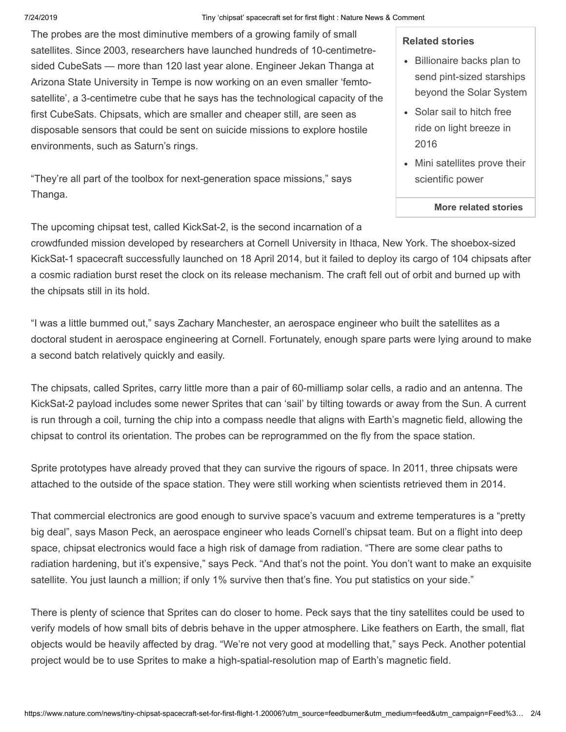The probes are the most diminutive members of a growing family of small satellites. Since 2003, researchers have launched hundreds of 10-centimetre-sided CubeSats — more than 120 last year alone. Engineer Jekan Thanga at Arizona State University in Tempe is now working on an even smaller 'femto-satellite', a 3-centimetre cube that he says has the technological capacity of the first CubeSats. Chipsats, which are smaller and cheaper still, are seen as disposable sensors that could be sent on suicide missions to explore hostile environments, such as Saturn's rings.

"They're all part of the toolbox for next-generation space missions," says Thanga.

**Related stories**

- Billionaire backs plan to send pint-sized starships beyond the Solar System
- Solar sail to hitch free ride on light breeze in 2016
- Mini satellites prove their scientific power

**More related stories**

The upcoming chipsat test, called KickSat-2, is the second incarnation of a crowdfunded mission developed by researchers at Cornell University in Ithaca, New York. The shoebox-sized KickSat-1 spacecraft successfully launched on 18 April 2014, but it failed to deploy its cargo of 104 chipsats after a cosmic radiation burst reset the clock on its release mechanism. The craft fell out of orbit and burned up with the chipsats still in its hold.

"I was a little bummed out," says Zachary Manchester, an aerospace engineer who built the satellites as a doctoral student in aerospace engineering at Cornell. Fortunately, enough spare parts were lying around to make a second batch relatively quickly and easily.

The chipsats, called Sprites, carry little more than a pair of 60-milliamp solar cells, a radio and an antenna. The KickSat-2 payload includes some newer Sprites that can 'sail' by tilting towards or away from the Sun. A current is run through a coil, turning the chip into a compass needle that aligns with Earth's magnetic field, allowing the chipsat to control its orientation. The probes can be reprogrammed on the fly from the space station.

Sprite prototypes have already proved that they can survive the rigours of space. In 2011, three chipsats were attached to the outside of the space station. They were still working when scientists retrieved them in 2014.

That commercial electronics are good enough to survive space's vacuum and extreme temperatures is a "pretty big deal", says Mason Peck, an aerospace engineer who leads Cornell's chipsat team. But on a flight into deep space, chipsat electronics would face a high risk of damage from radiation. "There are some clear paths to radiation hardening, but it's expensive," says Peck. "And that's not the point. You don't want to make an exquisite satellite. You just launch a million; if only 1% survive then that's fine. You put statistics on your side."

There is plenty of science that Sprites can do closer to home. Peck says that the tiny satellites could be used to verify models of how small bits of debris behave in the upper atmosphere. Like feathers on Earth, the small, flat objects would be heavily affected by drag. "We're not very good at modelling that," says Peck. Another potential project would be to use Sprites to make a high-spatial-resolution map of Earth's magnetic field.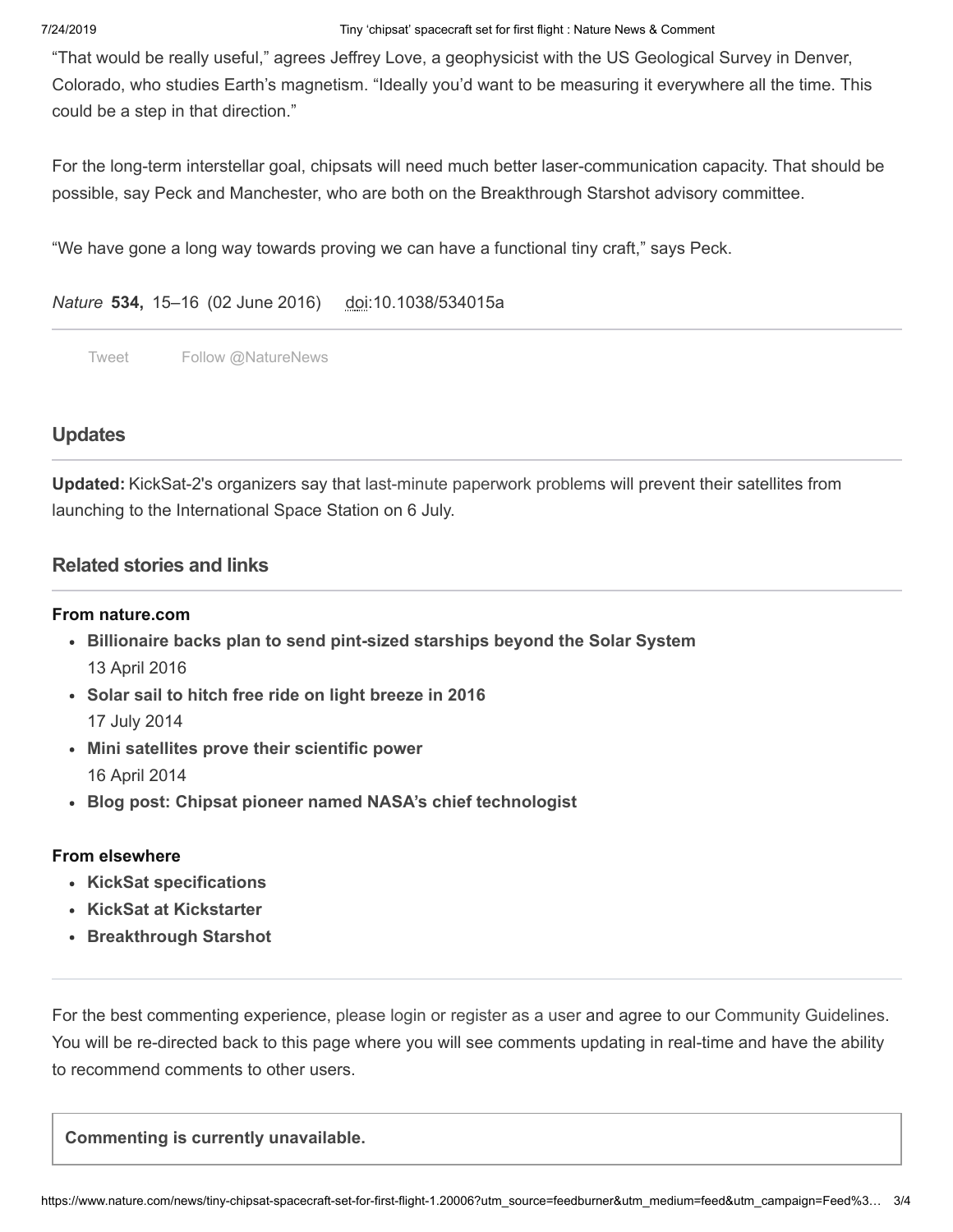"That would be really useful," agrees Jeffrey Love, a geophysicist with the US Geological Survey in Denver, Colorado, who studies Earth's magnetism. "Ideally you'd want to be measuring it everywhere all the time. This could be a step in that direction."

For the long-term interstellar goal, chipsats will need much better laser-communication capacity. That should be possible, say Peck and Manchester, who are both on the Breakthrough Starshot advisory committee.

"We have gone a long way towards proving we can have a functional tiny craft," says Peck.

*Nature* **534,** 15–16 (02 June 2016) doi:10.1038/534015a

Tweet Follow @NatureNews

## Updates

**Updated:** KickSat-2's organizers say that last-minute paperwork problems will prevent their satellites from launching to the International Space Station on 6 July.

## Related stories and links

**From nature.com**

- **Billionaire backs plan to send pint-sized starships beyond the Solar System**
  13 April 2016
- **Solar sail to hitch free ride on light breeze in 2016**
  17 July 2014
- **Mini satellites prove their scientific power**
  16 April 2014
- **Blog post: Chipsat pioneer named NASA's chief technologist**

**From elsewhere**

- **KickSat specifications**
- **KickSat at Kickstarter**
- **Breakthrough Starshot**

For the best commenting experience, please login or register as a user and agree to our Community Guidelines. You will be re-directed back to this page where you will see comments updating in real-time and have the ability to recommend comments to other users.

**Commenting is currently unavailable.**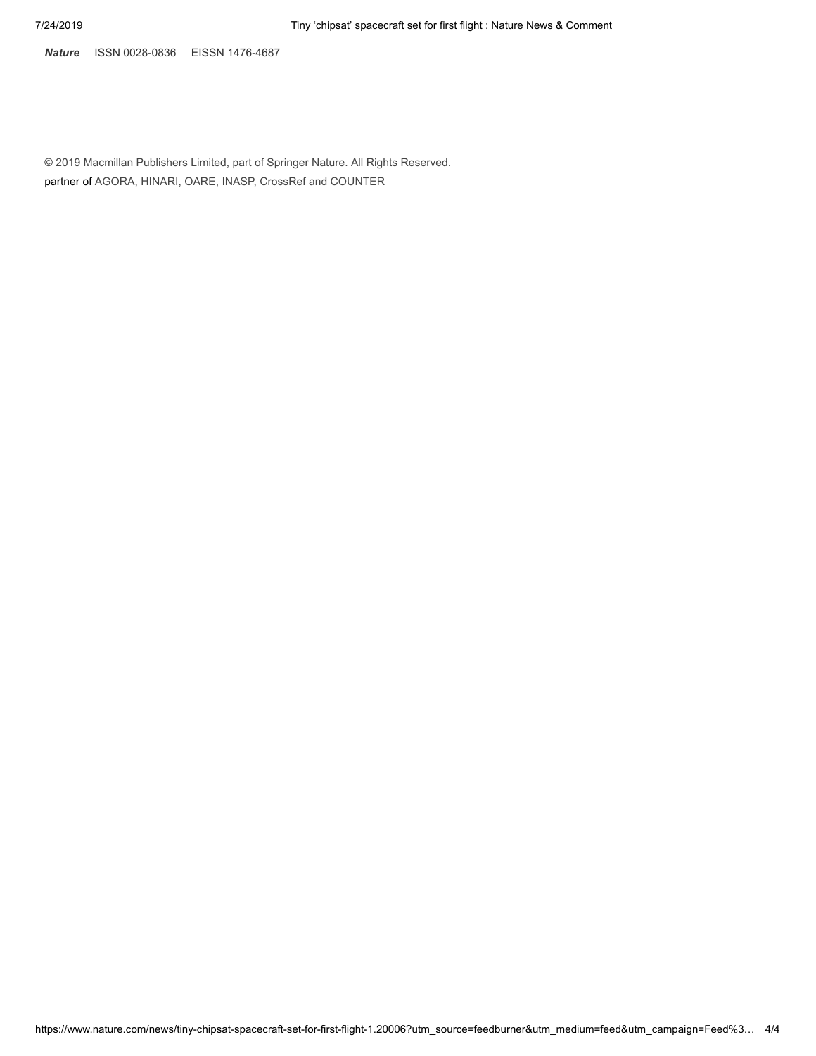***Nature*** ISSN 0028-0836 EISSN 1476-4687

© 2019 Macmillan Publishers Limited, part of Springer Nature. All Rights Reserved.
partner of AGORA, HINARI, OARE, INASP, CrossRef and COUNTER